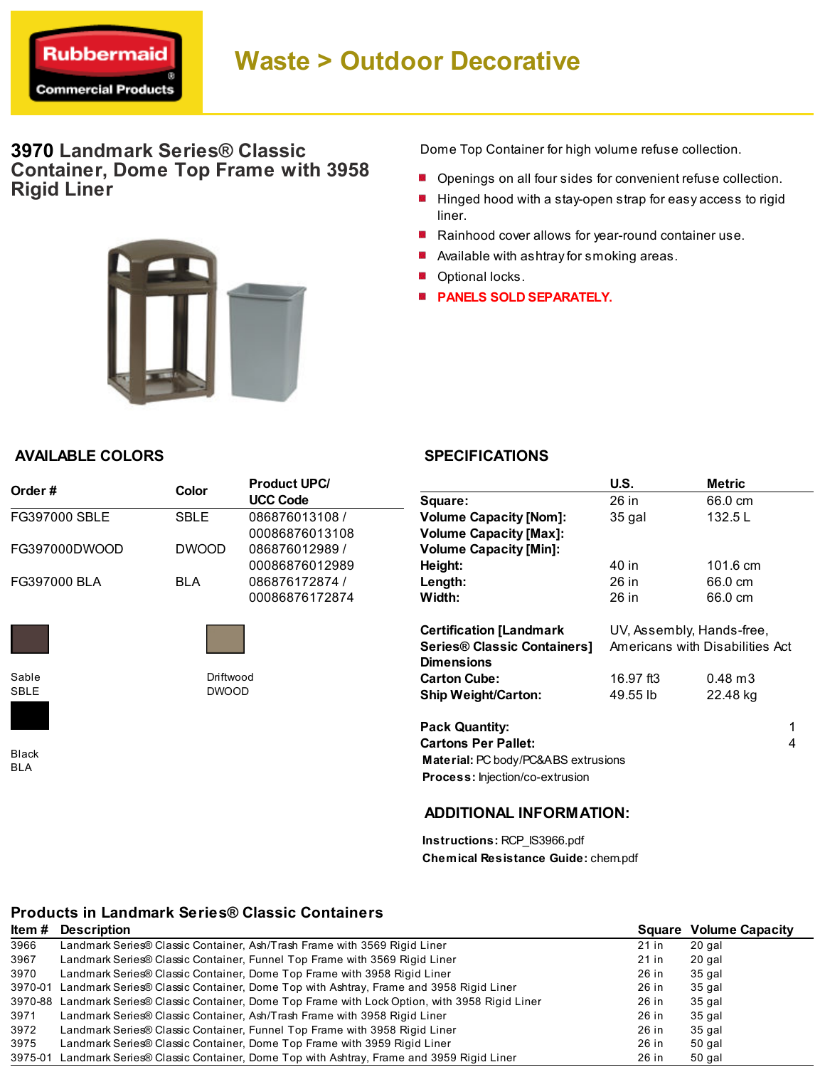Rubbermaid Commercial Products

# Waste > Outdoor Decorative

## 3970 Landmark Series® Classic Container, Dome Top Frame with 3958 Rigid Liner

Dome Top Container for high volume refuse collection.

- Openings on all four sides for convenient refuse collection.
- Hinged hood with a stay-open strap for easy access to rigid liner.
- Rainhood cover allows for year-round container use.
- Available with ashtray for smoking areas.
- Optional locks.
- PANELS SOLD SEPARATELY.

## AVAILABLE COLORS

| Order # | Color | Product UPC/ UCC Code |
|---|---|---|
| FG397000 SBLE | SBLE | 086876013108 / 00086876013108 |
| FG397000DWOOD | DWOOD | 086876012989 / 00086876012989 |
| FG397000 BLA | BLA | 086876172874 / 00086876172874 |

Sable SBLE

Driftwood DWOOD

Black BLA

## SPECIFICATIONS

| | U.S. | Metric |
|---|---|---|
| **Square:** | 26 in | 66.0 cm |
| **Volume Capacity [Nom]:** | 35 gal | 132.5 L |
| **Volume Capacity [Max]:** | | |
| **Volume Capacity [Min]:** | | |
| **Height:** | 40 in | 101.6 cm |
| **Length:** | 26 in | 66.0 cm |
| **Width:** | 26 in | 66.0 cm |
| **Certification [Landmark Series® Classic Containers] Dimensions** | UV, Assembly, Hands-free, Americans with Disabilities Act | |
| **Carton Cube:** | 16.97 ft3 | 0.48 m3 |
| **Ship Weight/Carton:** | 49.55 lb | 22.48 kg |

**Pack Quantity:** 1

**Cartons Per Pallet:** 4

**Material:** PC body/PC&ABS extrusions

**Process:** Injection/co-extrusion

## ADDITIONAL INFORMATION:

**Instructions:** RCP_IS3966.pdf

**Chemical Resistance Guide:** chem.pdf

## Products in Landmark Series® Classic Containers

| Item # | Description | Square | Volume Capacity |
|---|---|---|---|
| 3966 | Landmark Series® Classic Container, Ash/Trash Frame with 3569 Rigid Liner | 21 in | 20 gal |
| 3967 | Landmark Series® Classic Container, Funnel Top Frame with 3569 Rigid Liner | 21 in | 20 gal |
| 3970 | Landmark Series® Classic Container, Dome Top Frame with 3958 Rigid Liner | 26 in | 35 gal |
| 3970-01 | Landmark Series® Classic Container, Dome Top with Ashtray, Frame and 3958 Rigid Liner | 26 in | 35 gal |
| 3970-88 | Landmark Series® Classic Container, Dome Top Frame with Lock Option, with 3958 Rigid Liner | 26 in | 35 gal |
| 3971 | Landmark Series® Classic Container, Ash/Trash Frame with 3958 Rigid Liner | 26 in | 35 gal |
| 3972 | Landmark Series® Classic Container, Funnel Top Frame with 3958 Rigid Liner | 26 in | 35 gal |
| 3975 | Landmark Series® Classic Container, Dome Top Frame with 3959 Rigid Liner | 26 in | 50 gal |
| 3975-01 | Landmark Series® Classic Container, Dome Top with Ashtray, Frame and 3959 Rigid Liner | 26 in | 50 gal |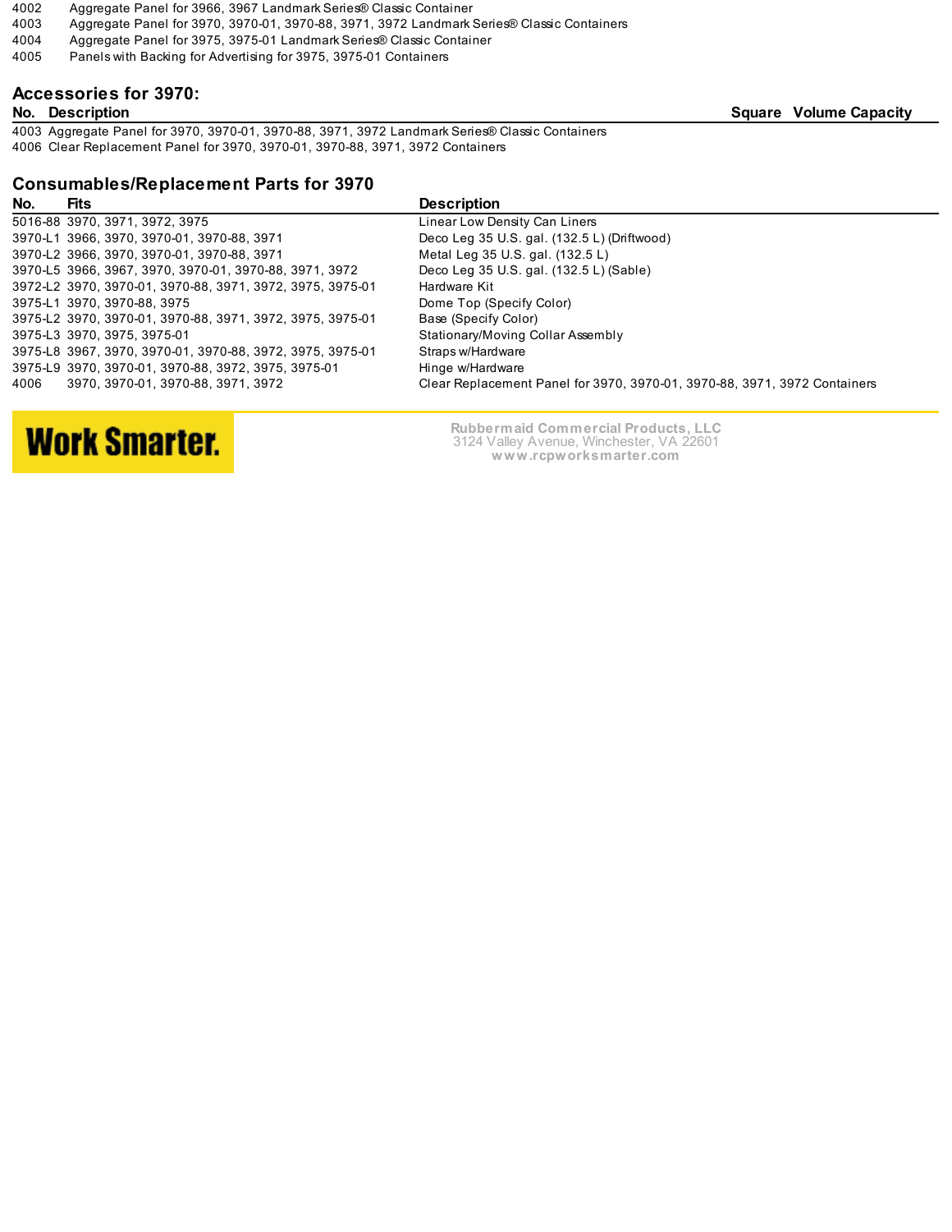| | |
|---|---|
| 4002 | Aggregate Panel for 3966, 3967 Landmark Series® Classic Container |
| 4003 | Aggregate Panel for 3970, 3970-01, 3970-88, 3971, 3972 Landmark Series® Classic Containers |
| 4004 | Aggregate Panel for 3975, 3975-01 Landmark Series® Classic Container |
| 4005 | Panels with Backing for Advertising for 3975, 3975-01 Containers |

## Accessories for 3970:

| No. | Description | Square | Volume Capacity |
|---|---|---|---|
| 4003 | Aggregate Panel for 3970, 3970-01, 3970-88, 3971, 3972 Landmark Series® Classic Containers | | |
| 4006 | Clear Replacement Panel for 3970, 3970-01, 3970-88, 3971, 3972 Containers | | |

## Consumables/Replacement Parts for 3970

| No. | Fits | Description |
|---|---|---|
| 5016-88 | 3970, 3971, 3972, 3975 | Linear Low Density Can Liners |
| 3970-L1 | 3966, 3970, 3970-01, 3970-88, 3971 | Deco Leg 35 U.S. gal. (132.5 L) (Driftwood) |
| 3970-L2 | 3966, 3970, 3970-01, 3970-88, 3971 | Metal Leg 35 U.S. gal. (132.5 L) |
| 3970-L5 | 3966, 3967, 3970, 3970-01, 3970-88, 3971, 3972 | Deco Leg 35 U.S. gal. (132.5 L) (Sable) |
| 3972-L2 | 3970, 3970-01, 3970-88, 3971, 3972, 3975, 3975-01 | Hardware Kit |
| 3975-L1 | 3970, 3970-88, 3975 | Dome Top (Specify Color) |
| 3975-L2 | 3970, 3970-01, 3970-88, 3971, 3972, 3975, 3975-01 | Base (Specify Color) |
| 3975-L3 | 3970, 3975, 3975-01 | Stationary/Moving Collar Assembly |
| 3975-L8 | 3967, 3970, 3970-01, 3970-88, 3972, 3975, 3975-01 | Straps w/Hardware |
| 3975-L9 | 3970, 3970-01, 3970-88, 3972, 3975, 3975-01 | Hinge w/Hardware |
| 4006 | 3970, 3970-01, 3970-88, 3971, 3972 | Clear Replacement Panel for 3970, 3970-01, 3970-88, 3971, 3972 Containers |

**Work Smarter.**

Rubbermaid Commercial Products, LLC
3124 Valley Avenue, Winchester, VA 22601
www.rcpworksmarter.com